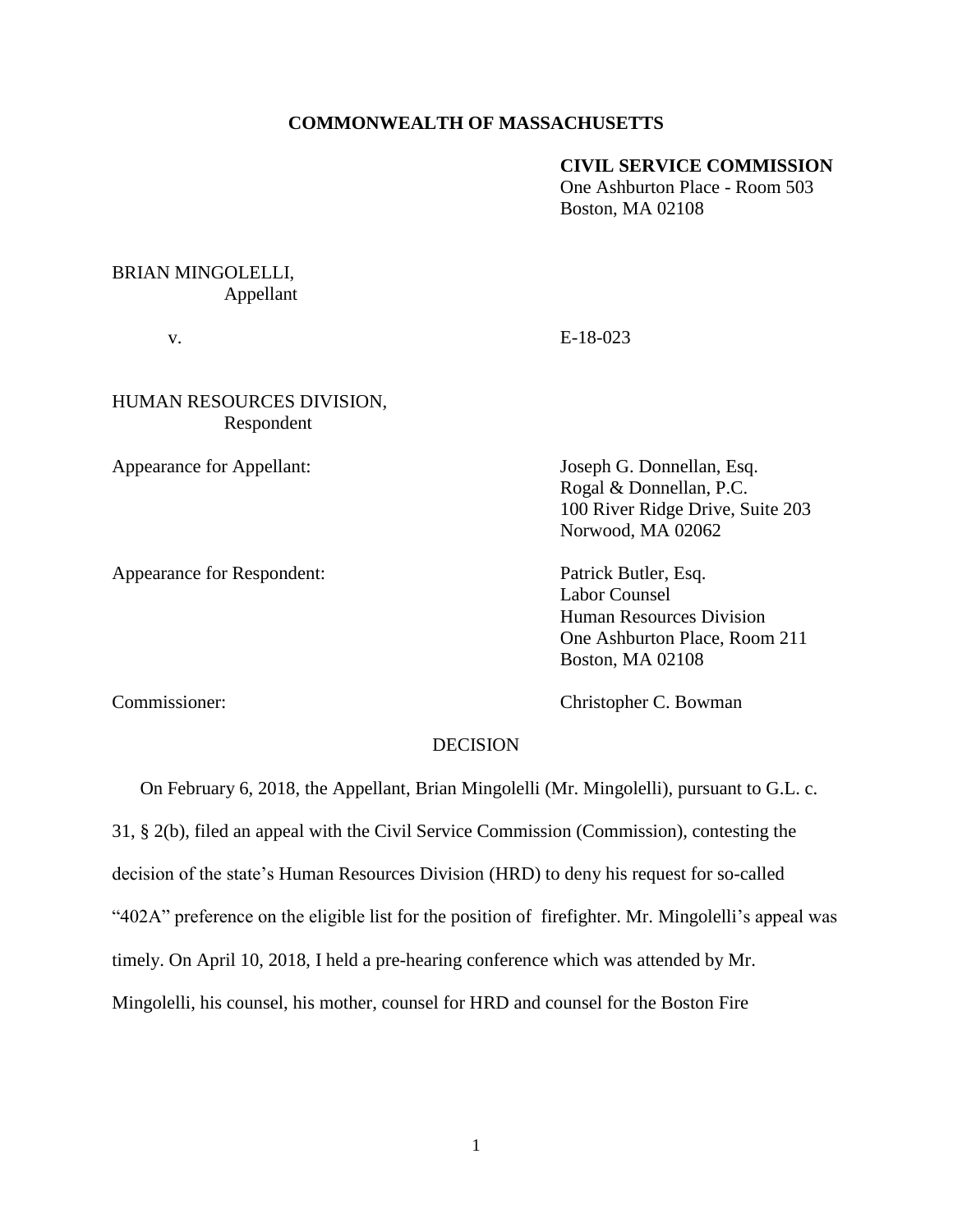**COMMONWEALTH OF MASSACHUSETTS**

**CIVIL SERVICE COMMISSION**
One Ashburton Place - Room 503
Boston, MA 02108

BRIAN MINGOLELLI,
Appellant

v. E-18-023

HUMAN RESOURCES DIVISION,
Respondent

Appearance for Appellant: Joseph G. Donnellan, Esq.
Rogal & Donnellan, P.C.
100 River Ridge Drive, Suite 203
Norwood, MA 02062

Appearance for Respondent: Patrick Butler, Esq.
Labor Counsel
Human Resources Division
One Ashburton Place, Room 211
Boston, MA 02108

Commissioner: Christopher C. Bowman

DECISION

On February 6, 2018, the Appellant, Brian Mingolelli (Mr. Mingolelli), pursuant to G.L. c. 31, § 2(b), filed an appeal with the Civil Service Commission (Commission), contesting the decision of the state's Human Resources Division (HRD) to deny his request for so-called "402A" preference on the eligible list for the position of firefighter. Mr. Mingolelli's appeal was timely. On April 10, 2018, I held a pre-hearing conference which was attended by Mr. Mingolelli, his counsel, his mother, counsel for HRD and counsel for the Boston Fire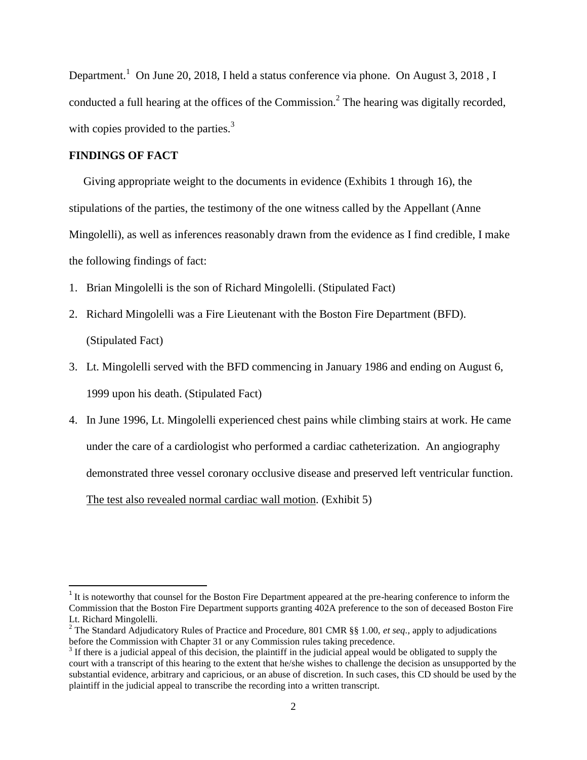Department.[1] On June 20, 2018, I held a status conference via phone. On August 3, 2018 , I conducted a full hearing at the offices of the Commission.[2] The hearing was digitally recorded, with copies provided to the parties.[3]

**FINDINGS OF FACT**

Giving appropriate weight to the documents in evidence (Exhibits 1 through 16), the stipulations of the parties, the testimony of the one witness called by the Appellant (Anne Mingolelli), as well as inferences reasonably drawn from the evidence as I find credible, I make the following findings of fact:

1. Brian Mingolelli is the son of Richard Mingolelli. (Stipulated Fact)
2. Richard Mingolelli was a Fire Lieutenant with the Boston Fire Department (BFD). (Stipulated Fact)
3. Lt. Mingolelli served with the BFD commencing in January 1986 and ending on August 6, 1999 upon his death. (Stipulated Fact)
4. In June 1996, Lt. Mingolelli experienced chest pains while climbing stairs at work. He came under the care of a cardiologist who performed a cardiac catheterization. An angiography demonstrated three vessel coronary occlusive disease and preserved left ventricular function. <u>The test also revealed normal cardiac wall motion</u>. (Exhibit 5)

---

[1] It is noteworthy that counsel for the Boston Fire Department appeared at the pre-hearing conference to inform the Commission that the Boston Fire Department supports granting 402A preference to the son of deceased Boston Fire Lt. Richard Mingolelli.

[2] The Standard Adjudicatory Rules of Practice and Procedure, 801 CMR §§ 1.00, *et seq.*, apply to adjudications before the Commission with Chapter 31 or any Commission rules taking precedence.

[3] If there is a judicial appeal of this decision, the plaintiff in the judicial appeal would be obligated to supply the court with a transcript of this hearing to the extent that he/she wishes to challenge the decision as unsupported by the substantial evidence, arbitrary and capricious, or an abuse of discretion. In such cases, this CD should be used by the plaintiff in the judicial appeal to transcribe the recording into a written transcript.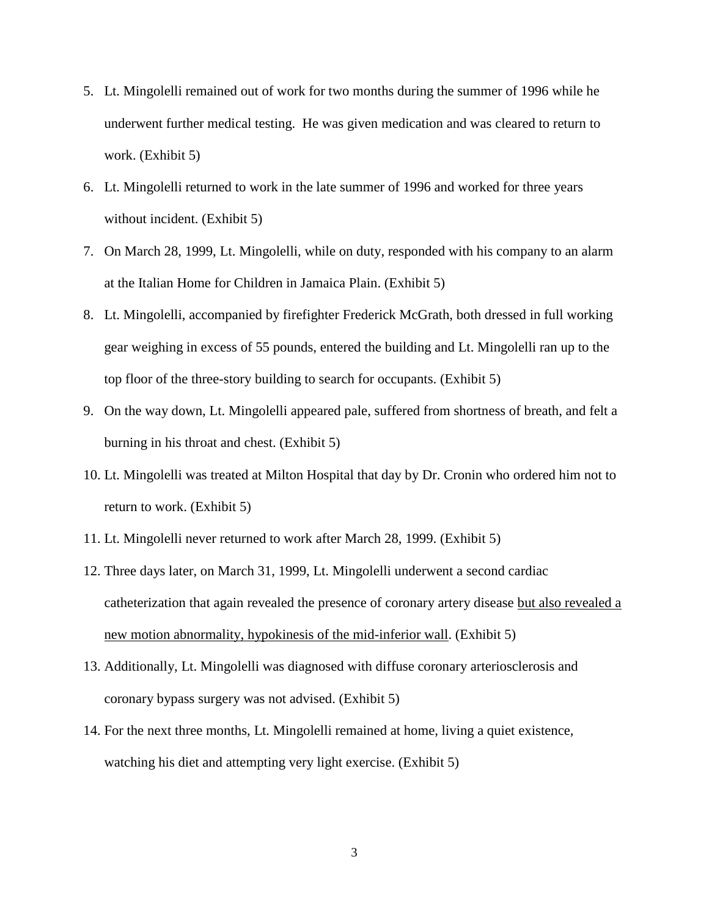5. Lt. Mingolelli remained out of work for two months during the summer of 1996 while he underwent further medical testing. He was given medication and was cleared to return to work. (Exhibit 5)

6. Lt. Mingolelli returned to work in the late summer of 1996 and worked for three years without incident. (Exhibit 5)

7. On March 28, 1999, Lt. Mingolelli, while on duty, responded with his company to an alarm at the Italian Home for Children in Jamaica Plain. (Exhibit 5)

8. Lt. Mingolelli, accompanied by firefighter Frederick McGrath, both dressed in full working gear weighing in excess of 55 pounds, entered the building and Lt. Mingolelli ran up to the top floor of the three-story building to search for occupants. (Exhibit 5)

9. On the way down, Lt. Mingolelli appeared pale, suffered from shortness of breath, and felt a burning in his throat and chest. (Exhibit 5)

10. Lt. Mingolelli was treated at Milton Hospital that day by Dr. Cronin who ordered him not to return to work. (Exhibit 5)

11. Lt. Mingolelli never returned to work after March 28, 1999. (Exhibit 5)

12. Three days later, on March 31, 1999, Lt. Mingolelli underwent a second cardiac catheterization that again revealed the presence of coronary artery disease <u>but also revealed a new motion abnormality, hypokinesis of the mid-inferior wall</u>. (Exhibit 5)

13. Additionally, Lt. Mingolelli was diagnosed with diffuse coronary arteriosclerosis and coronary bypass surgery was not advised. (Exhibit 5)

14. For the next three months, Lt. Mingolelli remained at home, living a quiet existence, watching his diet and attempting very light exercise. (Exhibit 5)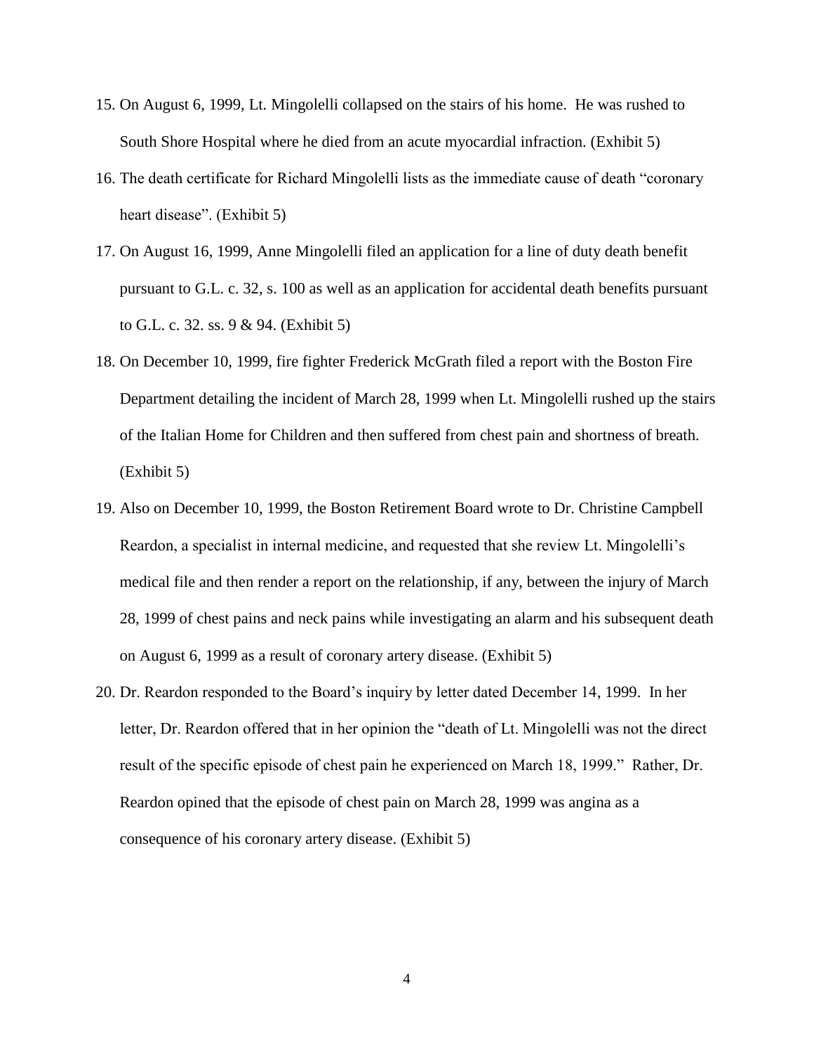15. On August 6, 1999, Lt. Mingolelli collapsed on the stairs of his home. He was rushed to South Shore Hospital where he died from an acute myocardial infraction. (Exhibit 5)
16. The death certificate for Richard Mingolelli lists as the immediate cause of death "coronary heart disease". (Exhibit 5)
17. On August 16, 1999, Anne Mingolelli filed an application for a line of duty death benefit pursuant to G.L. c. 32, s. 100 as well as an application for accidental death benefits pursuant to G.L. c. 32. ss. 9 & 94. (Exhibit 5)
18. On December 10, 1999, fire fighter Frederick McGrath filed a report with the Boston Fire Department detailing the incident of March 28, 1999 when Lt. Mingolelli rushed up the stairs of the Italian Home for Children and then suffered from chest pain and shortness of breath. (Exhibit 5)
19. Also on December 10, 1999, the Boston Retirement Board wrote to Dr. Christine Campbell Reardon, a specialist in internal medicine, and requested that she review Lt. Mingolelli's medical file and then render a report on the relationship, if any, between the injury of March 28, 1999 of chest pains and neck pains while investigating an alarm and his subsequent death on August 6, 1999 as a result of coronary artery disease. (Exhibit 5)
20. Dr. Reardon responded to the Board's inquiry by letter dated December 14, 1999. In her letter, Dr. Reardon offered that in her opinion the "death of Lt. Mingolelli was not the direct result of the specific episode of chest pain he experienced on March 18, 1999." Rather, Dr. Reardon opined that the episode of chest pain on March 28, 1999 was angina as a consequence of his coronary artery disease. (Exhibit 5)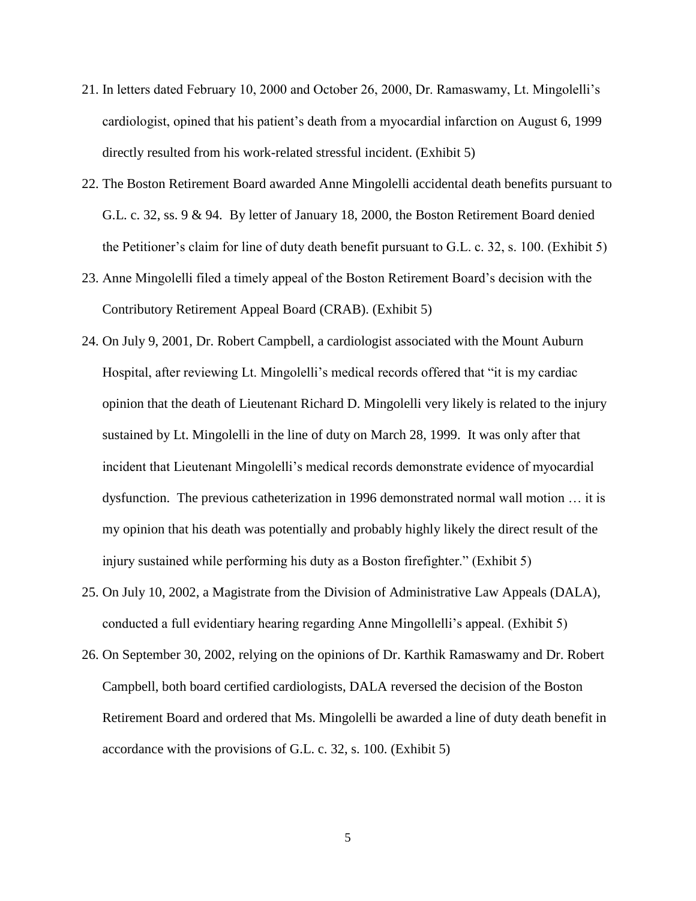21. In letters dated February 10, 2000 and October 26, 2000, Dr. Ramaswamy, Lt. Mingolelli's cardiologist, opined that his patient's death from a myocardial infarction on August 6, 1999 directly resulted from his work-related stressful incident. (Exhibit 5)
22. The Boston Retirement Board awarded Anne Mingolelli accidental death benefits pursuant to G.L. c. 32, ss. 9 & 94. By letter of January 18, 2000, the Boston Retirement Board denied the Petitioner's claim for line of duty death benefit pursuant to G.L. c. 32, s. 100. (Exhibit 5)
23. Anne Mingolelli filed a timely appeal of the Boston Retirement Board's decision with the Contributory Retirement Appeal Board (CRAB). (Exhibit 5)
24. On July 9, 2001, Dr. Robert Campbell, a cardiologist associated with the Mount Auburn Hospital, after reviewing Lt. Mingolelli's medical records offered that "it is my cardiac opinion that the death of Lieutenant Richard D. Mingolelli very likely is related to the injury sustained by Lt. Mingolelli in the line of duty on March 28, 1999. It was only after that incident that Lieutenant Mingolelli's medical records demonstrate evidence of myocardial dysfunction. The previous catheterization in 1996 demonstrated normal wall motion … it is my opinion that his death was potentially and probably highly likely the direct result of the injury sustained while performing his duty as a Boston firefighter." (Exhibit 5)
25. On July 10, 2002, a Magistrate from the Division of Administrative Law Appeals (DALA), conducted a full evidentiary hearing regarding Anne Mingollelli's appeal. (Exhibit 5)
26. On September 30, 2002, relying on the opinions of Dr. Karthik Ramaswamy and Dr. Robert Campbell, both board certified cardiologists, DALA reversed the decision of the Boston Retirement Board and ordered that Ms. Mingolelli be awarded a line of duty death benefit in accordance with the provisions of G.L. c. 32, s. 100. (Exhibit 5)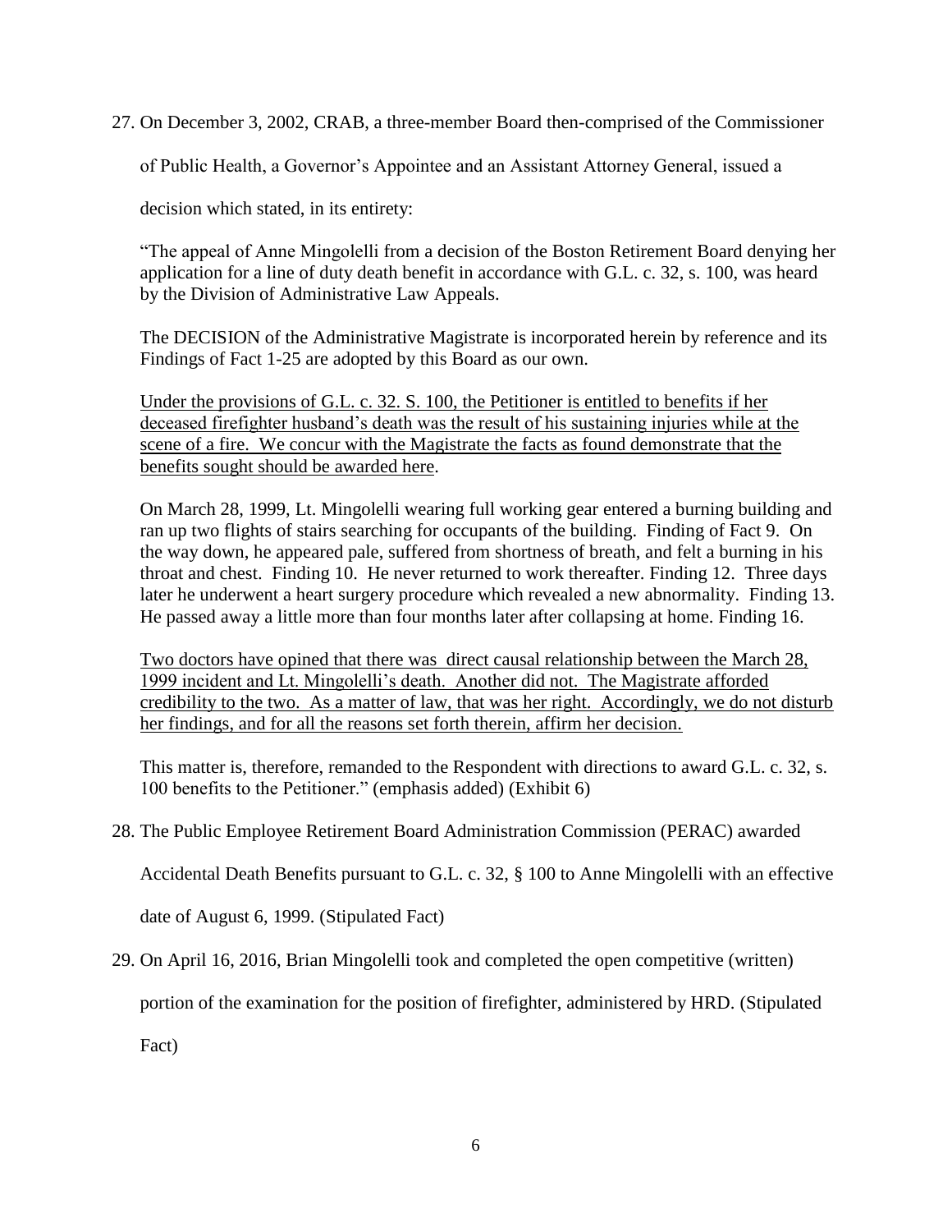27. On December 3, 2002, CRAB, a three-member Board then-comprised of the Commissioner of Public Health, a Governor's Appointee and an Assistant Attorney General, issued a decision which stated, in its entirety:

> "The appeal of Anne Mingolelli from a decision of the Boston Retirement Board denying her application for a line of duty death benefit in accordance with G.L. c. 32, s. 100, was heard by the Division of Administrative Law Appeals.
>
> The DECISION of the Administrative Magistrate is incorporated herein by reference and its Findings of Fact 1-25 are adopted by this Board as our own.
>
> <u>Under the provisions of G.L. c. 32. S. 100, the Petitioner is entitled to benefits if her deceased firefighter husband's death was the result of his sustaining injuries while at the scene of a fire. We concur with the Magistrate the facts as found demonstrate that the benefits sought should be awarded here</u>.
>
> On March 28, 1999, Lt. Mingolelli wearing full working gear entered a burning building and ran up two flights of stairs searching for occupants of the building. Finding of Fact 9. On the way down, he appeared pale, suffered from shortness of breath, and felt a burning in his throat and chest. Finding 10. He never returned to work thereafter. Finding 12. Three days later he underwent a heart surgery procedure which revealed a new abnormality. Finding 13. He passed away a little more than four months later after collapsing at home. Finding 16.
>
> <u>Two doctors have opined that there was direct causal relationship between the March 28, 1999 incident and Lt. Mingolelli's death. Another did not. The Magistrate afforded credibility to the two. As a matter of law, that was her right. Accordingly, we do not disturb her findings, and for all the reasons set forth therein, affirm her decision.</u>
>
> This matter is, therefore, remanded to the Respondent with directions to award G.L. c. 32, s. 100 benefits to the Petitioner." (emphasis added) (Exhibit 6)

28. The Public Employee Retirement Board Administration Commission (PERAC) awarded Accidental Death Benefits pursuant to G.L. c. 32, § 100 to Anne Mingolelli with an effective date of August 6, 1999. (Stipulated Fact)

29. On April 16, 2016, Brian Mingolelli took and completed the open competitive (written) portion of the examination for the position of firefighter, administered by HRD. (Stipulated Fact)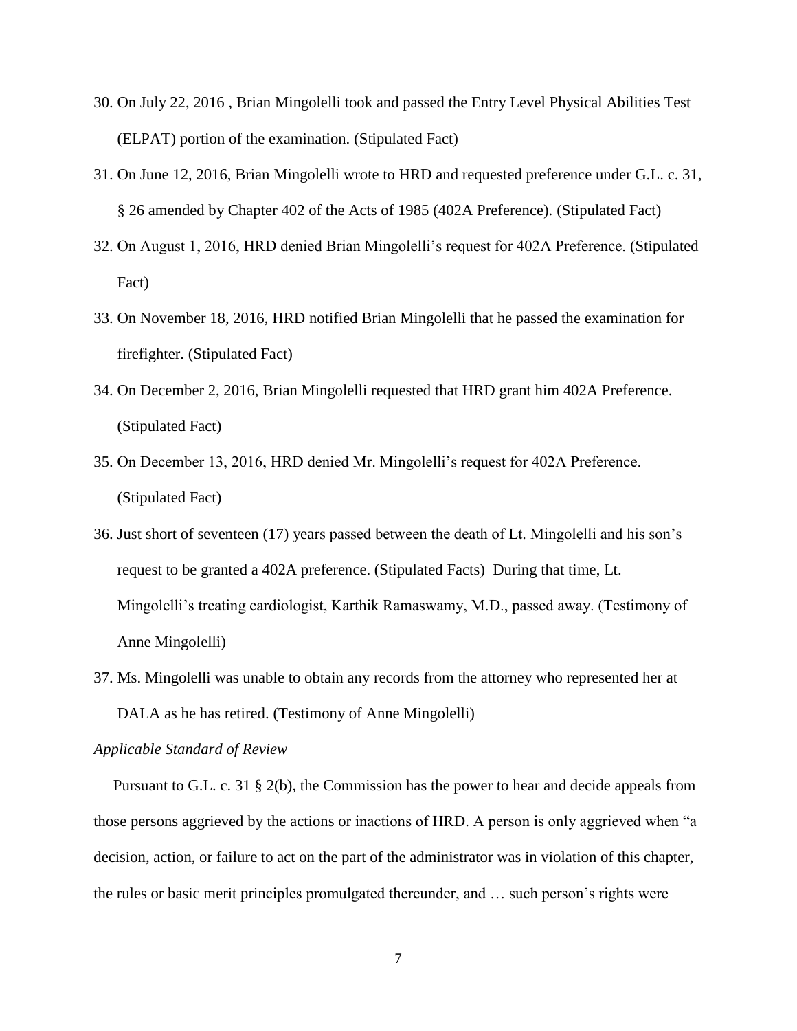30. On July 22, 2016 , Brian Mingolelli took and passed the Entry Level Physical Abilities Test (ELPAT) portion of the examination. (Stipulated Fact)
31. On June 12, 2016, Brian Mingolelli wrote to HRD and requested preference under G.L. c. 31, § 26 amended by Chapter 402 of the Acts of 1985 (402A Preference). (Stipulated Fact)
32. On August 1, 2016, HRD denied Brian Mingolelli's request for 402A Preference. (Stipulated Fact)
33. On November 18, 2016, HRD notified Brian Mingolelli that he passed the examination for firefighter. (Stipulated Fact)
34. On December 2, 2016, Brian Mingolelli requested that HRD grant him 402A Preference. (Stipulated Fact)
35. On December 13, 2016, HRD denied Mr. Mingolelli's request for 402A Preference. (Stipulated Fact)
36. Just short of seventeen (17) years passed between the death of Lt. Mingolelli and his son's request to be granted a 402A preference. (Stipulated Facts) During that time, Lt. Mingolelli's treating cardiologist, Karthik Ramaswamy, M.D., passed away. (Testimony of Anne Mingolelli)
37. Ms. Mingolelli was unable to obtain any records from the attorney who represented her at DALA as he has retired. (Testimony of Anne Mingolelli)

*Applicable Standard of Review*

Pursuant to G.L. c. 31 § 2(b), the Commission has the power to hear and decide appeals from those persons aggrieved by the actions or inactions of HRD. A person is only aggrieved when "a decision, action, or failure to act on the part of the administrator was in violation of this chapter, the rules or basic merit principles promulgated thereunder, and … such person's rights were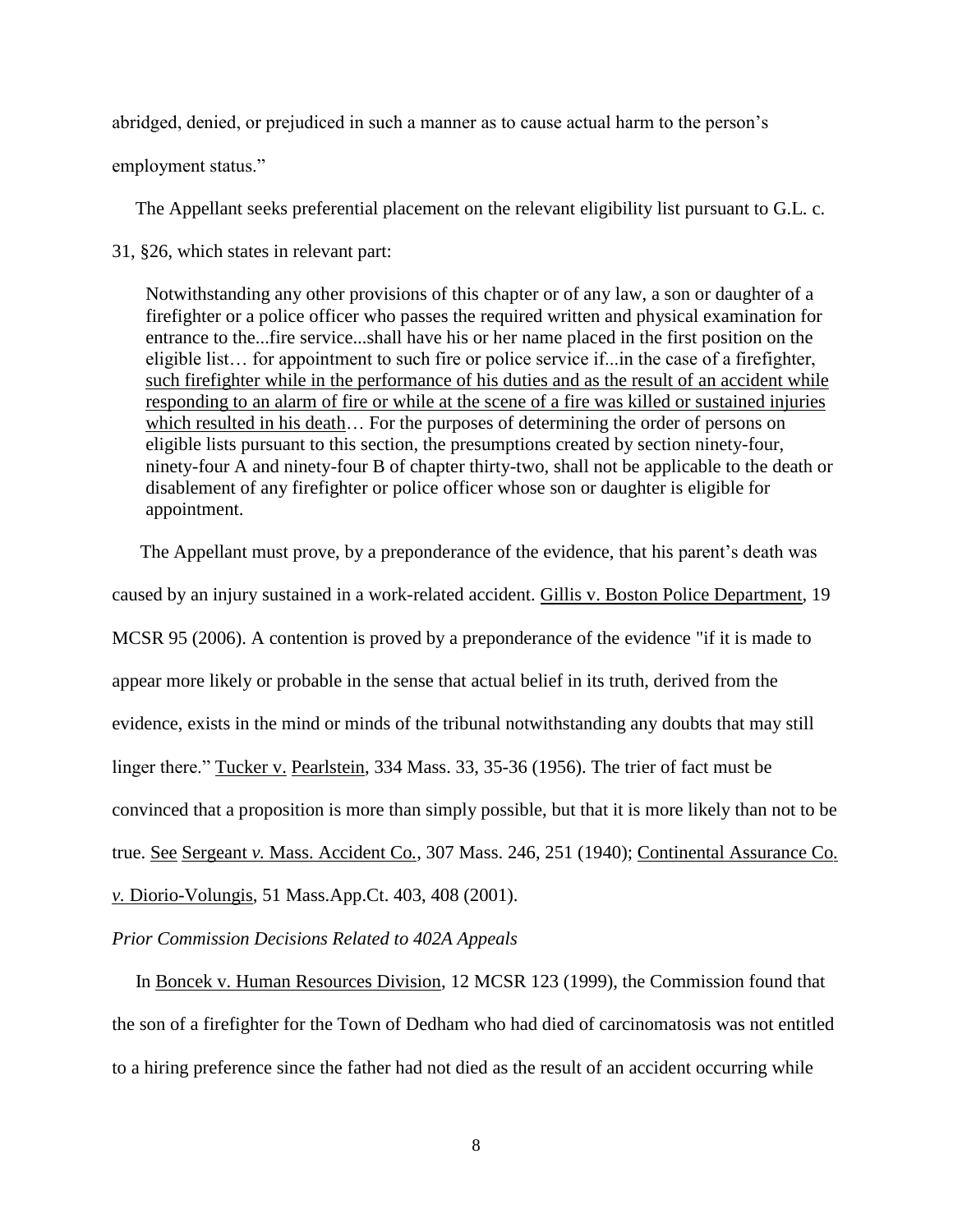abridged, denied, or prejudiced in such a manner as to cause actual harm to the person's employment status."

The Appellant seeks preferential placement on the relevant eligibility list pursuant to G.L. c. 31, §26, which states in relevant part:

> Notwithstanding any other provisions of this chapter or of any law, a son or daughter of a firefighter or a police officer who passes the required written and physical examination for entrance to the...fire service...shall have his or her name placed in the first position on the eligible list… for appointment to such fire or police service if...in the case of a firefighter, <u>such firefighter while in the performance of his duties and as the result of an accident while responding to an alarm of fire or while at the scene of a fire was killed or sustained injuries which resulted in his death</u>… For the purposes of determining the order of persons on eligible lists pursuant to this section, the presumptions created by section ninety-four, ninety-four A and ninety-four B of chapter thirty-two, shall not be applicable to the death or disablement of any firefighter or police officer whose son or daughter is eligible for appointment.

The Appellant must prove, by a preponderance of the evidence, that his parent's death was caused by an injury sustained in a work-related accident. <u>Gillis v. Boston Police Department</u>, 19 MCSR 95 (2006). A contention is proved by a preponderance of the evidence "if it is made to appear more likely or probable in the sense that actual belief in its truth, derived from the evidence, exists in the mind or minds of the tribunal notwithstanding any doubts that may still linger there." <u>Tucker v. Pearlstein</u>, 334 Mass. 33, 35-36 (1956). The trier of fact must be convinced that a proposition is more than simply possible, but that it is more likely than not to be true. <u>See</u> <u>Sergeant *v.* Mass. Accident Co.</u>, 307 Mass. 246, 251 (1940); <u>Continental Assurance Co. *v.* Diorio-Volungis</u>, 51 Mass.App.Ct. 403, 408 (2001).

*Prior Commission Decisions Related to 402A Appeals*

In <u>Boncek v. Human Resources Division</u>, 12 MCSR 123 (1999), the Commission found that the son of a firefighter for the Town of Dedham who had died of carcinomatosis was not entitled to a hiring preference since the father had not died as the result of an accident occurring while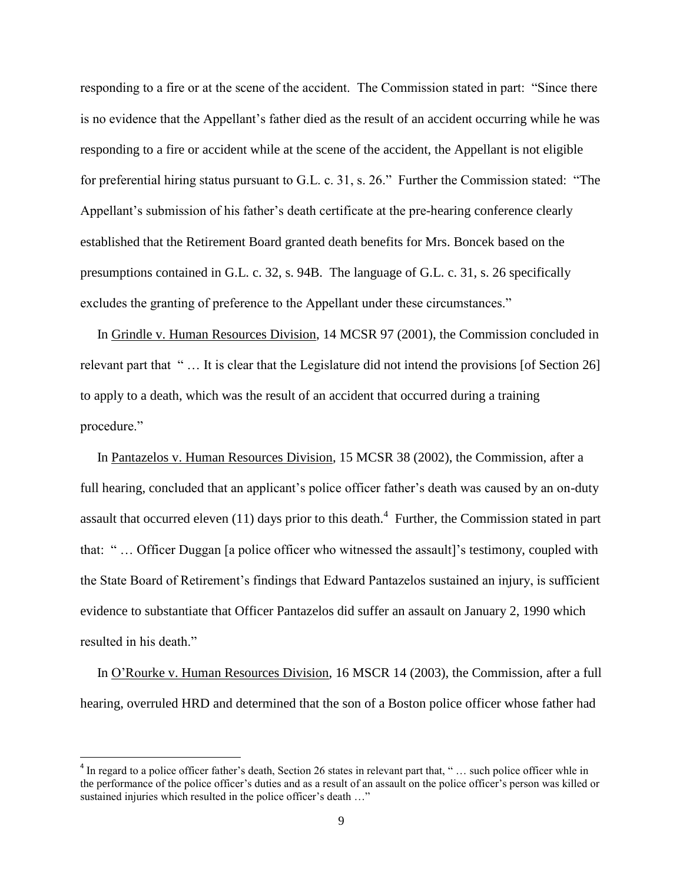responding to a fire or at the scene of the accident. The Commission stated in part: "Since there is no evidence that the Appellant's father died as the result of an accident occurring while he was responding to a fire or accident while at the scene of the accident, the Appellant is not eligible for preferential hiring status pursuant to G.L. c. 31, s. 26." Further the Commission stated: "The Appellant's submission of his father's death certificate at the pre-hearing conference clearly established that the Retirement Board granted death benefits for Mrs. Boncek based on the presumptions contained in G.L. c. 32, s. 94B. The language of G.L. c. 31, s. 26 specifically excludes the granting of preference to the Appellant under these circumstances."

In Grindle v. Human Resources Division, 14 MCSR 97 (2001), the Commission concluded in relevant part that " … It is clear that the Legislature did not intend the provisions [of Section 26] to apply to a death, which was the result of an accident that occurred during a training procedure."

In Pantazelos v. Human Resources Division, 15 MCSR 38 (2002), the Commission, after a full hearing, concluded that an applicant's police officer father's death was caused by an on-duty assault that occurred eleven (11) days prior to this death.[4] Further, the Commission stated in part that: " … Officer Duggan [a police officer who witnessed the assault]'s testimony, coupled with the State Board of Retirement's findings that Edward Pantazelos sustained an injury, is sufficient evidence to substantiate that Officer Pantazelos did suffer an assault on January 2, 1990 which resulted in his death."

In O'Rourke v. Human Resources Division, 16 MSCR 14 (2003), the Commission, after a full hearing, overruled HRD and determined that the son of a Boston police officer whose father had

[4] In regard to a police officer father's death, Section 26 states in relevant part that, " … such police officer whle in the performance of the police officer's duties and as a result of an assault on the police officer's person was killed or sustained injuries which resulted in the police officer's death …"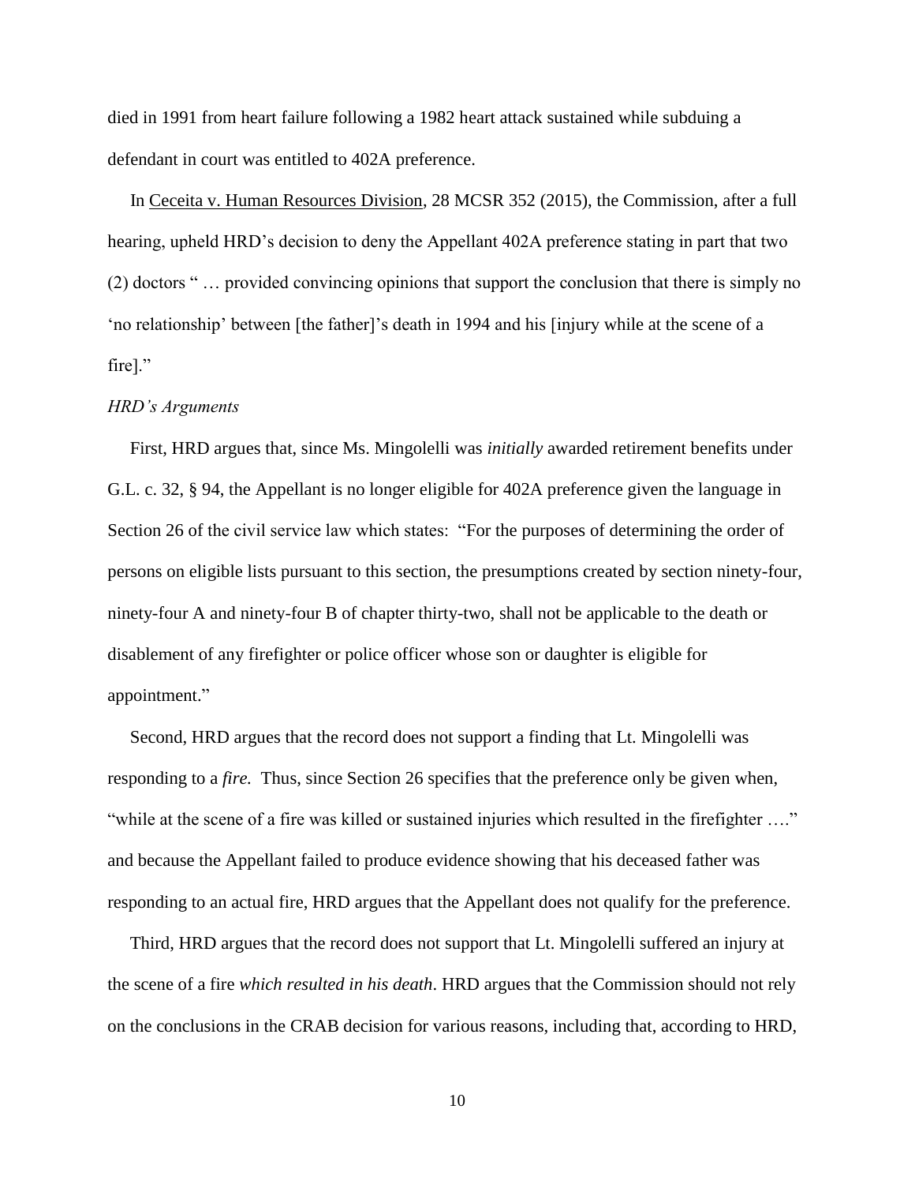died in 1991 from heart failure following a 1982 heart attack sustained while subduing a defendant in court was entitled to 402A preference.

In Ceceita v. Human Resources Division, 28 MCSR 352 (2015), the Commission, after a full hearing, upheld HRD's decision to deny the Appellant 402A preference stating in part that two (2) doctors " … provided convincing opinions that support the conclusion that there is simply no 'no relationship' between [the father]'s death in 1994 and his [injury while at the scene of a fire]."

*HRD's Arguments*

First, HRD argues that, since Ms. Mingolelli was *initially* awarded retirement benefits under G.L. c. 32, § 94, the Appellant is no longer eligible for 402A preference given the language in Section 26 of the civil service law which states: "For the purposes of determining the order of persons on eligible lists pursuant to this section, the presumptions created by section ninety-four, ninety-four A and ninety-four B of chapter thirty-two, shall not be applicable to the death or disablement of any firefighter or police officer whose son or daughter is eligible for appointment."

Second, HRD argues that the record does not support a finding that Lt. Mingolelli was responding to a *fire.* Thus, since Section 26 specifies that the preference only be given when, "while at the scene of a fire was killed or sustained injuries which resulted in the firefighter …." and because the Appellant failed to produce evidence showing that his deceased father was responding to an actual fire, HRD argues that the Appellant does not qualify for the preference.

Third, HRD argues that the record does not support that Lt. Mingolelli suffered an injury at the scene of a fire *which resulted in his death*. HRD argues that the Commission should not rely on the conclusions in the CRAB decision for various reasons, including that, according to HRD,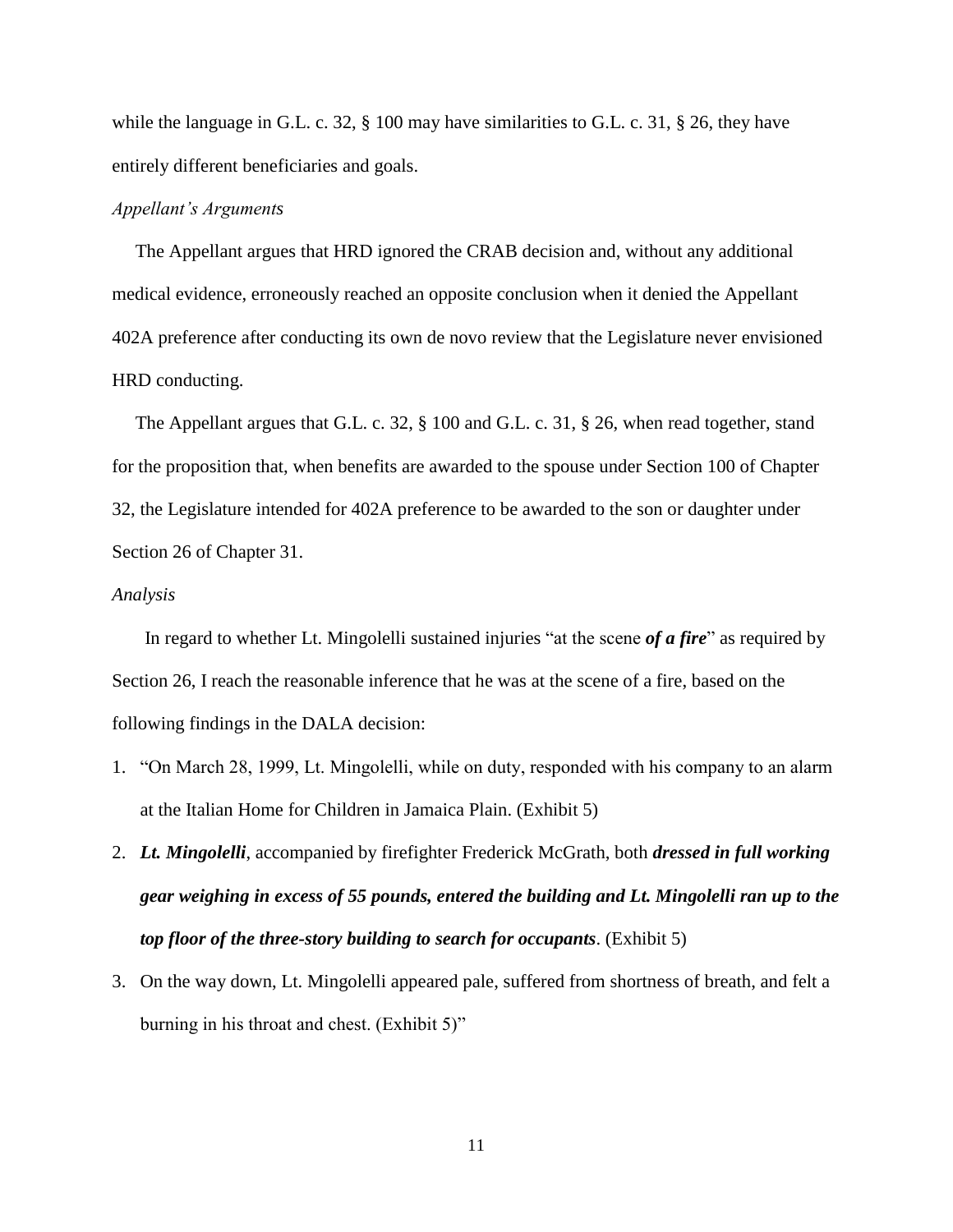while the language in G.L. c. 32, § 100 may have similarities to G.L. c. 31, § 26, they have entirely different beneficiaries and goals.

*Appellant's Arguments*

The Appellant argues that HRD ignored the CRAB decision and, without any additional medical evidence, erroneously reached an opposite conclusion when it denied the Appellant 402A preference after conducting its own de novo review that the Legislature never envisioned HRD conducting.

The Appellant argues that G.L. c. 32, § 100 and G.L. c. 31, § 26, when read together, stand for the proposition that, when benefits are awarded to the spouse under Section 100 of Chapter 32, the Legislature intended for 402A preference to be awarded to the son or daughter under Section 26 of Chapter 31.

*Analysis*

In regard to whether Lt. Mingolelli sustained injuries "at the scene ***of a fire***" as required by Section 26, I reach the reasonable inference that he was at the scene of a fire, based on the following findings in the DALA decision:

1. "On March 28, 1999, Lt. Mingolelli, while on duty, responded with his company to an alarm at the Italian Home for Children in Jamaica Plain. (Exhibit 5)
2. ***Lt. Mingolelli***, accompanied by firefighter Frederick McGrath, both ***dressed in full working gear weighing in excess of 55 pounds, entered the building and Lt. Mingolelli ran up to the top floor of the three-story building to search for occupants***. (Exhibit 5)
3. On the way down, Lt. Mingolelli appeared pale, suffered from shortness of breath, and felt a burning in his throat and chest. (Exhibit 5)"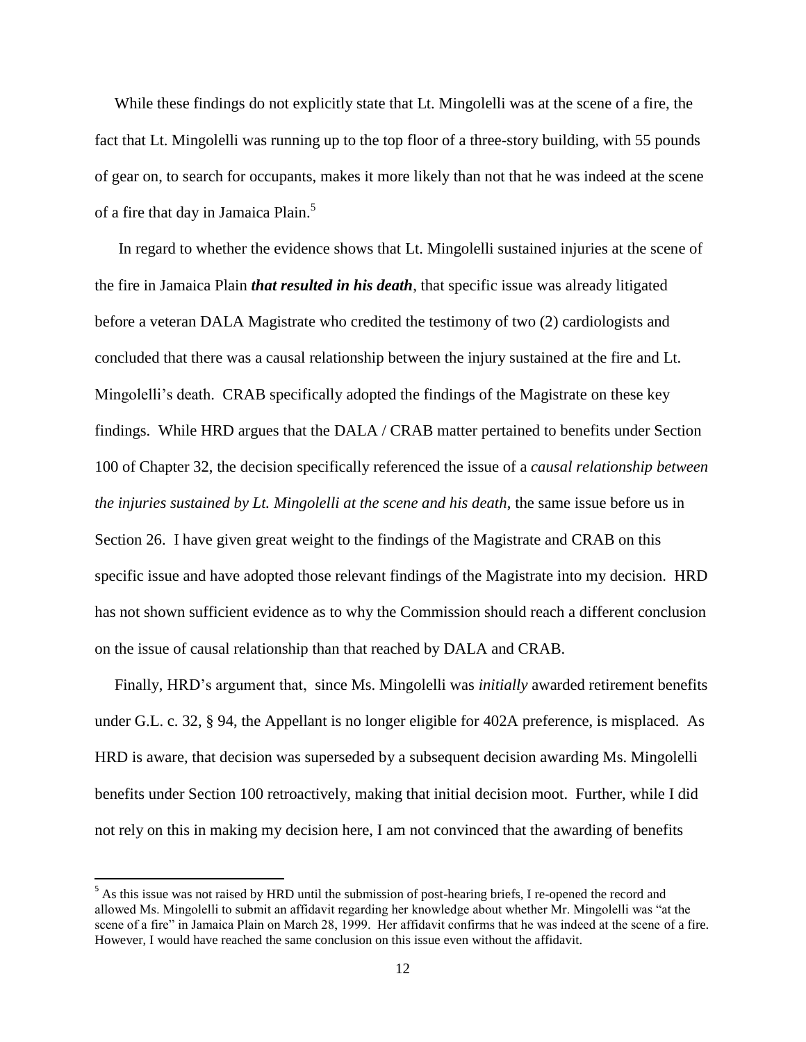While these findings do not explicitly state that Lt. Mingolelli was at the scene of a fire, the fact that Lt. Mingolelli was running up to the top floor of a three-story building, with 55 pounds of gear on, to search for occupants, makes it more likely than not that he was indeed at the scene of a fire that day in Jamaica Plain.[5]

In regard to whether the evidence shows that Lt. Mingolelli sustained injuries at the scene of the fire in Jamaica Plain ***that resulted in his death***, that specific issue was already litigated before a veteran DALA Magistrate who credited the testimony of two (2) cardiologists and concluded that there was a causal relationship between the injury sustained at the fire and Lt. Mingolelli's death. CRAB specifically adopted the findings of the Magistrate on these key findings. While HRD argues that the DALA / CRAB matter pertained to benefits under Section 100 of Chapter 32, the decision specifically referenced the issue of a *causal relationship between the injuries sustained by Lt. Mingolelli at the scene and his death*, the same issue before us in Section 26. I have given great weight to the findings of the Magistrate and CRAB on this specific issue and have adopted those relevant findings of the Magistrate into my decision. HRD has not shown sufficient evidence as to why the Commission should reach a different conclusion on the issue of causal relationship than that reached by DALA and CRAB.

Finally, HRD's argument that, since Ms. Mingolelli was *initially* awarded retirement benefits under G.L. c. 32, § 94, the Appellant is no longer eligible for 402A preference, is misplaced. As HRD is aware, that decision was superseded by a subsequent decision awarding Ms. Mingolelli benefits under Section 100 retroactively, making that initial decision moot. Further, while I did not rely on this in making my decision here, I am not convinced that the awarding of benefits

---

[5] As this issue was not raised by HRD until the submission of post-hearing briefs, I re-opened the record and allowed Ms. Mingolelli to submit an affidavit regarding her knowledge about whether Mr. Mingolelli was "at the scene of a fire" in Jamaica Plain on March 28, 1999. Her affidavit confirms that he was indeed at the scene of a fire. However, I would have reached the same conclusion on this issue even without the affidavit.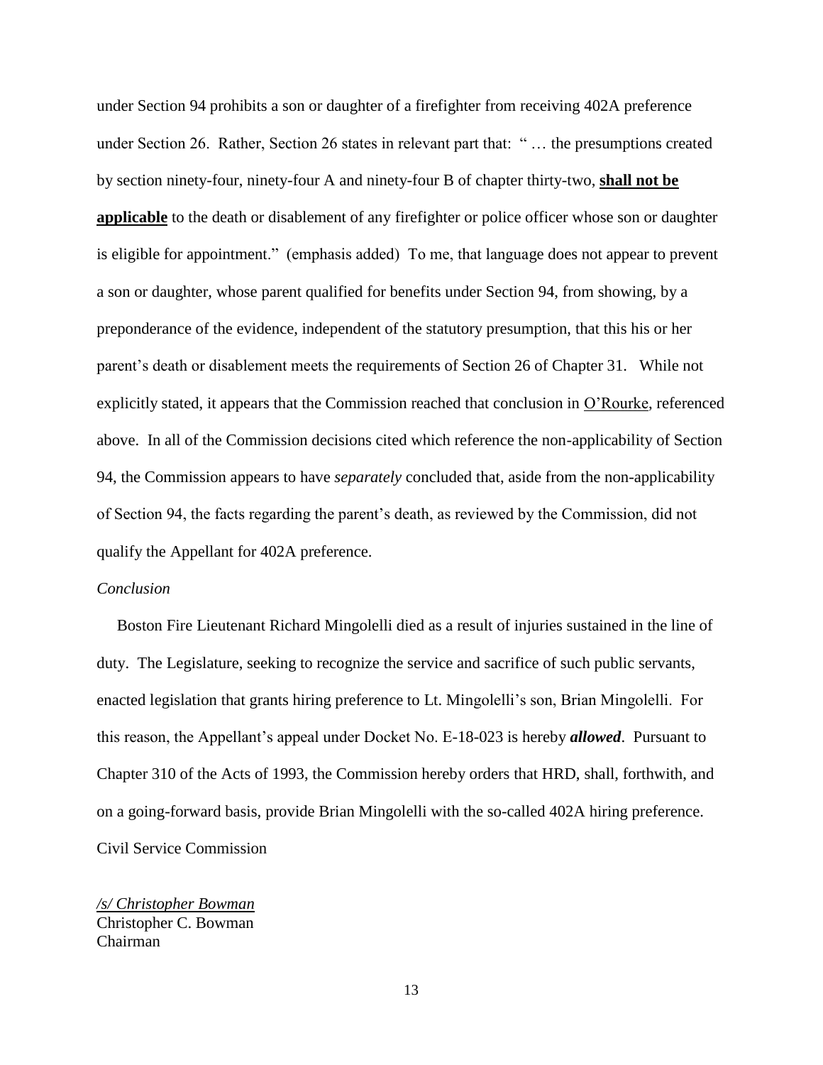under Section 94 prohibits a son or daughter of a firefighter from receiving 402A preference under Section 26. Rather, Section 26 states in relevant part that: " … the presumptions created by section ninety-four, ninety-four A and ninety-four B of chapter thirty-two, **shall not be applicable** to the death or disablement of any firefighter or police officer whose son or daughter is eligible for appointment." (emphasis added) To me, that language does not appear to prevent a son or daughter, whose parent qualified for benefits under Section 94, from showing, by a preponderance of the evidence, independent of the statutory presumption, that this his or her parent's death or disablement meets the requirements of Section 26 of Chapter 31. While not explicitly stated, it appears that the Commission reached that conclusion in O'Rourke, referenced above. In all of the Commission decisions cited which reference the non-applicability of Section 94, the Commission appears to have *separately* concluded that, aside from the non-applicability of Section 94, the facts regarding the parent's death, as reviewed by the Commission, did not qualify the Appellant for 402A preference.

*Conclusion*

Boston Fire Lieutenant Richard Mingolelli died as a result of injuries sustained in the line of duty. The Legislature, seeking to recognize the service and sacrifice of such public servants, enacted legislation that grants hiring preference to Lt. Mingolelli's son, Brian Mingolelli. For this reason, the Appellant's appeal under Docket No. E-18-023 is hereby ***allowed***. Pursuant to Chapter 310 of the Acts of 1993, the Commission hereby orders that HRD, shall, forthwith, and on a going-forward basis, provide Brian Mingolelli with the so-called 402A hiring preference.

Civil Service Commission

*/s/ Christopher Bowman*
Christopher C. Bowman
Chairman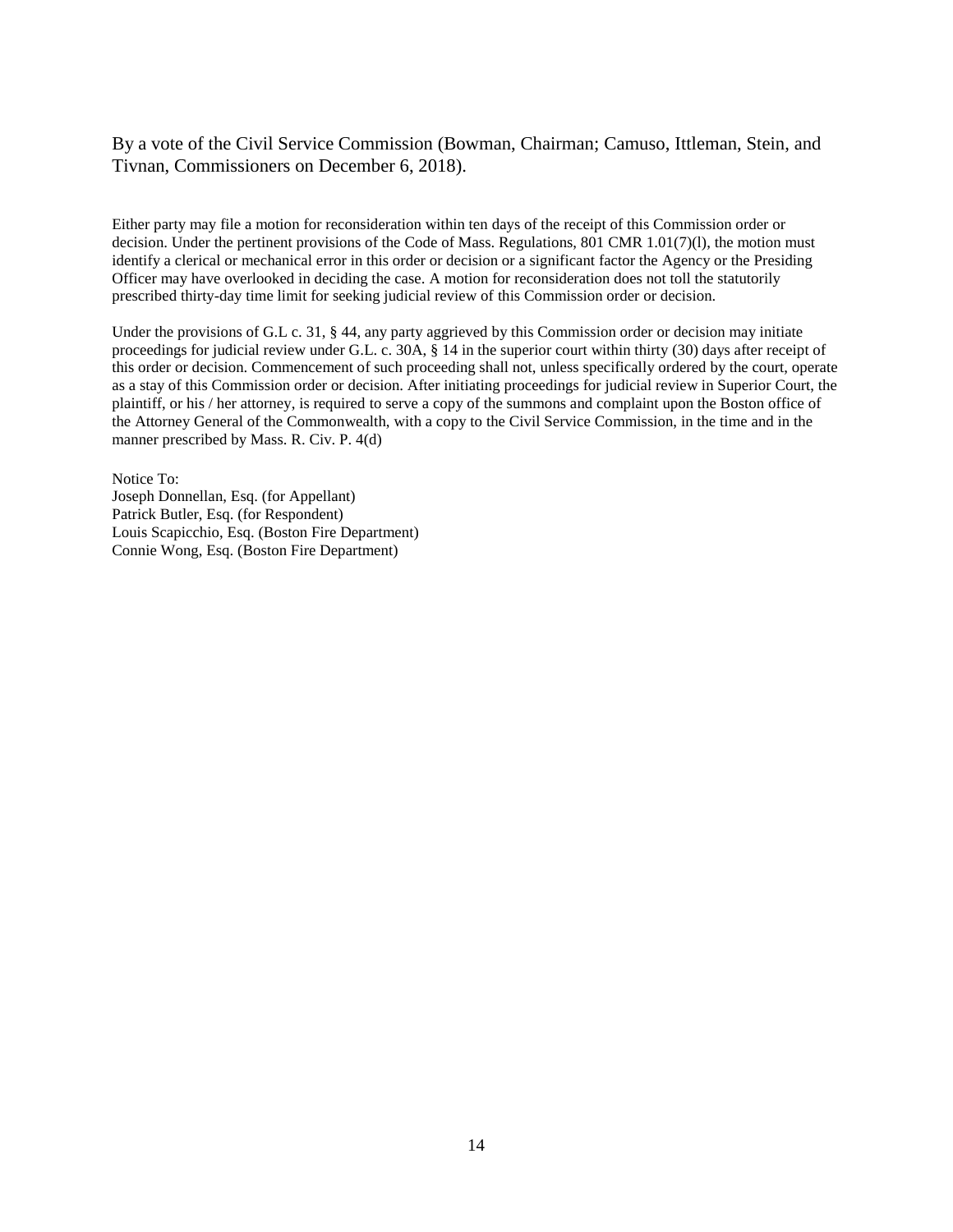By a vote of the Civil Service Commission (Bowman, Chairman; Camuso, Ittleman, Stein, and Tivnan, Commissioners on December 6, 2018).

Either party may file a motion for reconsideration within ten days of the receipt of this Commission order or decision. Under the pertinent provisions of the Code of Mass. Regulations, 801 CMR 1.01(7)(l), the motion must identify a clerical or mechanical error in this order or decision or a significant factor the Agency or the Presiding Officer may have overlooked in deciding the case. A motion for reconsideration does not toll the statutorily prescribed thirty-day time limit for seeking judicial review of this Commission order or decision.

Under the provisions of G.L c. 31, § 44, any party aggrieved by this Commission order or decision may initiate proceedings for judicial review under G.L. c. 30A, § 14 in the superior court within thirty (30) days after receipt of this order or decision. Commencement of such proceeding shall not, unless specifically ordered by the court, operate as a stay of this Commission order or decision. After initiating proceedings for judicial review in Superior Court, the plaintiff, or his / her attorney, is required to serve a copy of the summons and complaint upon the Boston office of the Attorney General of the Commonwealth, with a copy to the Civil Service Commission, in the time and in the manner prescribed by Mass. R. Civ. P. 4(d)

Notice To:
Joseph Donnellan, Esq. (for Appellant)
Patrick Butler, Esq. (for Respondent)
Louis Scapicchio, Esq. (Boston Fire Department)
Connie Wong, Esq. (Boston Fire Department)